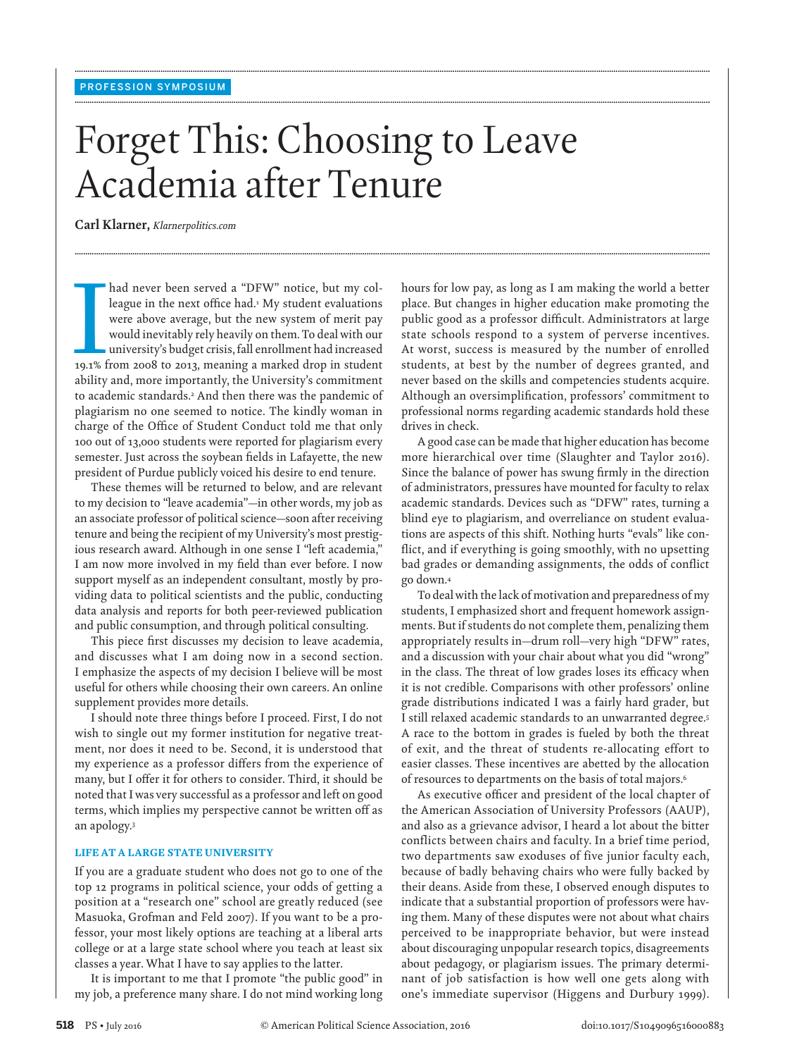PROFESSION SYMPOSIUM

# Forget This: Choosing to Leave Academia after Tenure

**Carl Klarner,** *Klarnerpolitics.com*

I had never been served a "DFW" notice, but my colleague in the next office had.[1] My student evaluations were above average, but the new system of merit pay would inevitably rely heavily on them. To deal with our university's budget crisis, fall enrollment had increased 19.1% from 2008 to 2013, meaning a marked drop in student ability and, more importantly, the University's commitment to academic standards.[2] And then there was the pandemic of plagiarism no one seemed to notice. The kindly woman in charge of the Office of Student Conduct told me that only 100 out of 13,000 students were reported for plagiarism every semester. Just across the soybean fields in Lafayette, the new president of Purdue publicly voiced his desire to end tenure.

These themes will be returned to below, and are relevant to my decision to "leave academia"—in other words, my job as an associate professor of political science—soon after receiving tenure and being the recipient of my University's most prestigious research award. Although in one sense I "left academia," I am now more involved in my field than ever before. I now support myself as an independent consultant, mostly by providing data to political scientists and the public, conducting data analysis and reports for both peer-reviewed publication and public consumption, and through political consulting.

This piece first discusses my decision to leave academia, and discusses what I am doing now in a second section. I emphasize the aspects of my decision I believe will be most useful for others while choosing their own careers. An online supplement provides more details.

I should note three things before I proceed. First, I do not wish to single out my former institution for negative treatment, nor does it need to be. Second, it is understood that my experience as a professor differs from the experience of many, but I offer it for others to consider. Third, it should be noted that I was very successful as a professor and left on good terms, which implies my perspective cannot be written off as an apology.[3]

## LIFE AT A LARGE STATE UNIVERSITY

If you are a graduate student who does not go to one of the top 12 programs in political science, your odds of getting a position at a "research one" school are greatly reduced (see Masuoka, Grofman and Feld 2007). If you want to be a professor, your most likely options are teaching at a liberal arts college or at a large state school where you teach at least six classes a year. What I have to say applies to the latter.

It is important to me that I promote "the public good" in my job, a preference many share. I do not mind working long hours for low pay, as long as I am making the world a better place. But changes in higher education make promoting the public good as a professor difficult. Administrators at large state schools respond to a system of perverse incentives. At worst, success is measured by the number of enrolled students, at best by the number of degrees granted, and never based on the skills and competencies students acquire. Although an oversimplification, professors' commitment to professional norms regarding academic standards hold these drives in check.

A good case can be made that higher education has become more hierarchical over time (Slaughter and Taylor 2016). Since the balance of power has swung firmly in the direction of administrators, pressures have mounted for faculty to relax academic standards. Devices such as "DFW" rates, turning a blind eye to plagiarism, and overreliance on student evaluations are aspects of this shift. Nothing hurts "evals" like conflict, and if everything is going smoothly, with no upsetting bad grades or demanding assignments, the odds of conflict go down.[4]

To deal with the lack of motivation and preparedness of my students, I emphasized short and frequent homework assignments. But if students do not complete them, penalizing them appropriately results in—drum roll—very high "DFW" rates, and a discussion with your chair about what you did "wrong" in the class. The threat of low grades loses its efficacy when it is not credible. Comparisons with other professors' online grade distributions indicated I was a fairly hard grader, but I still relaxed academic standards to an unwarranted degree.[5] A race to the bottom in grades is fueled by both the threat of exit, and the threat of students re-allocating effort to easier classes. These incentives are abetted by the allocation of resources to departments on the basis of total majors.[6]

As executive officer and president of the local chapter of the American Association of University Professors (AAUP), and also as a grievance advisor, I heard a lot about the bitter conflicts between chairs and faculty. In a brief time period, two departments saw exoduses of five junior faculty each, because of badly behaving chairs who were fully backed by their deans. Aside from these, I observed enough disputes to indicate that a substantial proportion of professors were having them. Many of these disputes were not about what chairs perceived to be inappropriate behavior, but were instead about discouraging unpopular research topics, disagreements about pedagogy, or plagiarism issues. The primary determinant of job satisfaction is how well one gets along with one's immediate supervisor (Higgens and Durbury 1999).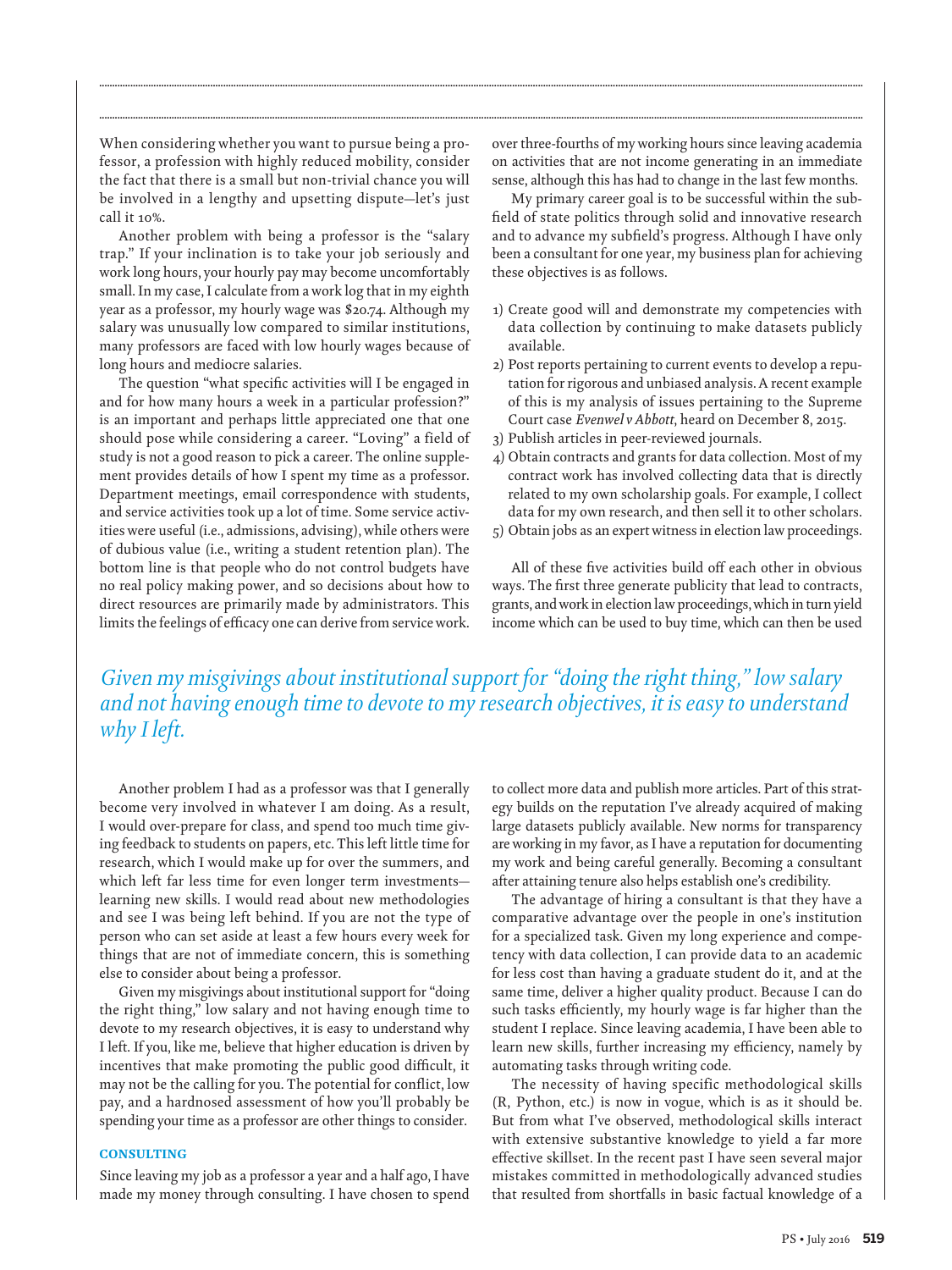When considering whether you want to pursue being a professor, a profession with highly reduced mobility, consider the fact that there is a small but non-trivial chance you will be involved in a lengthy and upsetting dispute—let's just call it 10%.

Another problem with being a professor is the "salary trap." If your inclination is to take your job seriously and work long hours, your hourly pay may become uncomfortably small. In my case, I calculate from a work log that in my eighth year as a professor, my hourly wage was $20.74. Although my salary was unusually low compared to similar institutions, many professors are faced with low hourly wages because of long hours and mediocre salaries.

The question "what specific activities will I be engaged in and for how many hours a week in a particular profession?" is an important and perhaps little appreciated one that one should pose while considering a career. "Loving" a field of study is not a good reason to pick a career. The online supplement provides details of how I spent my time as a professor. Department meetings, email correspondence with students, and service activities took up a lot of time. Some service activities were useful (i.e., admissions, advising), while others were of dubious value (i.e., writing a student retention plan). The bottom line is that people who do not control budgets have no real policy making power, and so decisions about how to direct resources are primarily made by administrators. This limits the feelings of efficacy one can derive from service work.

Another problem I had as a professor was that I generally become very involved in whatever I am doing. As a result, I would over-prepare for class, and spend too much time giving feedback to students on papers, etc. This left little time for research, which I would make up for over the summers, and which left far less time for even longer term investments—learning new skills. I would read about new methodologies and see I was being left behind. If you are not the type of person who can set aside at least a few hours every week for things that are not of immediate concern, this is something else to consider about being a professor.

Given my misgivings about institutional support for "doing the right thing," low salary and not having enough time to devote to my research objectives, it is easy to understand why I left. If you, like me, believe that higher education is driven by incentives that make promoting the public good difficult, it may not be the calling for you. The potential for conflict, low pay, and a hardnosed assessment of how you'll probably be spending your time as a professor are other things to consider.

### CONSULTING

Since leaving my job as a professor a year and a half ago, I have made my money through consulting. I have chosen to spend over three-fourths of my working hours since leaving academia on activities that are not income generating in an immediate sense, although this has had to change in the last few months.

My primary career goal is to be successful within the subfield of state politics through solid and innovative research and to advance my subfield's progress. Although I have only been a consultant for one year, my business plan for achieving these objectives is as follows.

1) Create good will and demonstrate my competencies with data collection by continuing to make datasets publicly available.
2) Post reports pertaining to current events to develop a reputation for rigorous and unbiased analysis. A recent example of this is my analysis of issues pertaining to the Supreme Court case *Evenwel v Abbott*, heard on December 8, 2015.
3) Publish articles in peer-reviewed journals.
4) Obtain contracts and grants for data collection. Most of my contract work has involved collecting data that is directly related to my own scholarship goals. For example, I collect data for my own research, and then sell it to other scholars.
5) Obtain jobs as an expert witness in election law proceedings.

All of these five activities build off each other in obvious ways. The first three generate publicity that lead to contracts, grants, and work in election law proceedings, which in turn yield income which can be used to buy time, which can then be used to collect more data and publish more articles. Part of this strategy builds on the reputation I've already acquired of making large datasets publicly available. New norms for transparency are working in my favor, as I have a reputation for documenting my work and being careful generally. Becoming a consultant after attaining tenure also helps establish one's credibility.

The advantage of hiring a consultant is that they have a comparative advantage over the people in one's institution for a specialized task. Given my long experience and competency with data collection, I can provide data to an academic for less cost than having a graduate student do it, and at the same time, deliver a higher quality product. Because I can do such tasks efficiently, my hourly wage is far higher than the student I replace. Since leaving academia, I have been able to learn new skills, further increasing my efficiency, namely by automating tasks through writing code.

The necessity of having specific methodological skills (R, Python, etc.) is now in vogue, which is as it should be. But from what I've observed, methodological skills interact with extensive substantive knowledge to yield a far more effective skillset. In the recent past I have seen several major mistakes committed in methodologically advanced studies that resulted from shortfalls in basic factual knowledge of a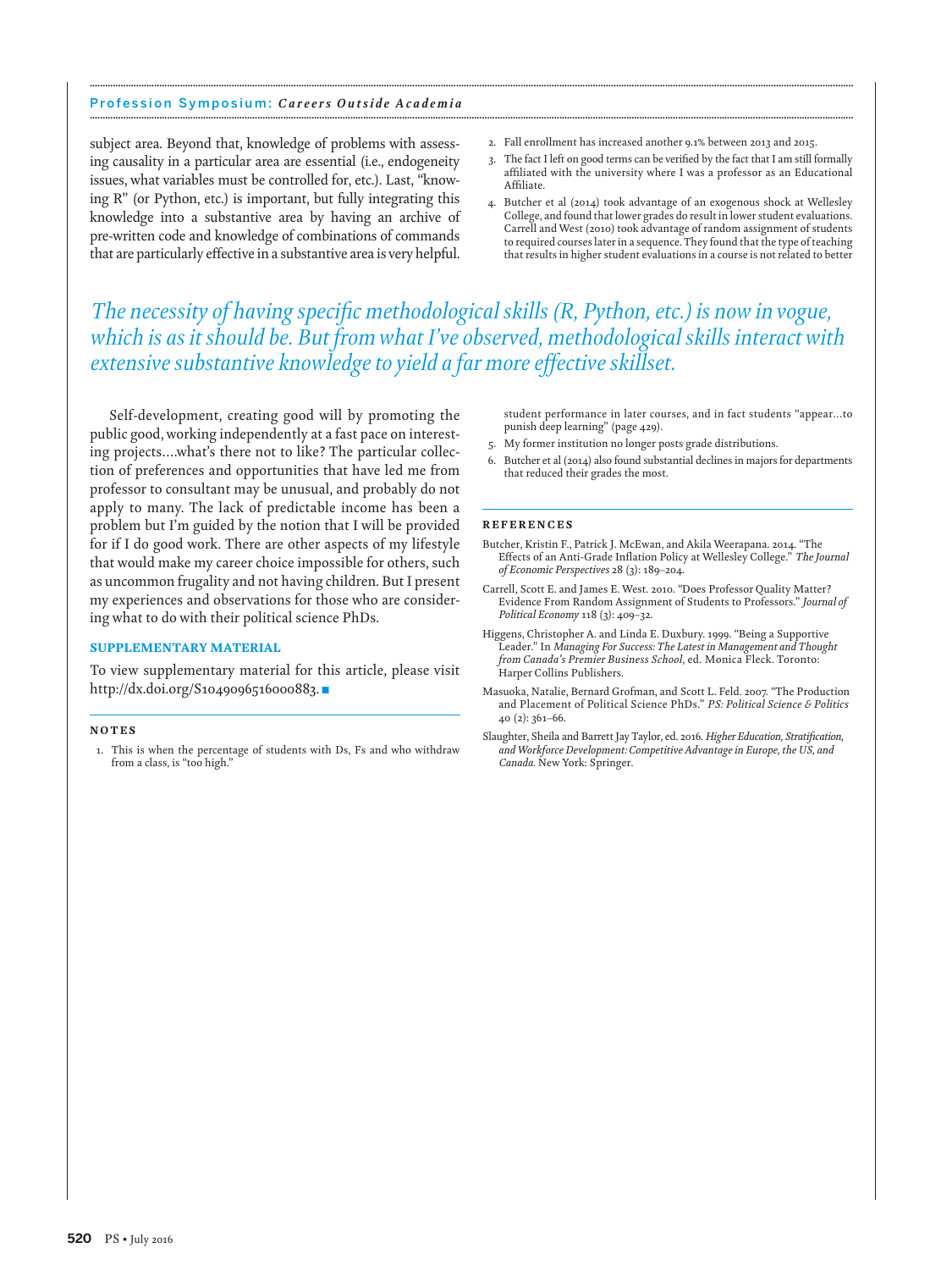subject area. Beyond that, knowledge of problems with assessing causality in a particular area are essential (i.e., endogeneity issues, what variables must be controlled for, etc.). Last, "knowing R" (or Python, etc.) is important, but fully integrating this knowledge into a substantive area by having an archive of pre-written code and knowledge of combinations of commands that are particularly effective in a substantive area is very helpful.

*The necessity of having specific methodological skills (R, Python, etc.) is now in vogue, which is as it should be. But from what I've observed, methodological skills interact with extensive substantive knowledge to yield a far more effective skillset.*

Self-development, creating good will by promoting the public good, working independently at a fast pace on interesting projects….what's there not to like? The particular collection of preferences and opportunities that have led me from professor to consultant may be unusual, and probably do not apply to many. The lack of predictable income has been a problem but I'm guided by the notion that I will be provided for if I do good work. There are other aspects of my lifestyle that would make my career choice impossible for others, such as uncommon frugality and not having children. But I present my experiences and observations for those who are considering what to do with their political science PhDs.

## SUPPLEMENTARY MATERIAL

To view supplementary material for this article, please visit http://dx.doi.org/S1049096516000883. ■

## NOTES

1. This is when the percentage of students with Ds, Fs and who withdraw from a class, is "too high."
2. Fall enrollment has increased another 9.1% between 2013 and 2015.
3. The fact I left on good terms can be verified by the fact that I am still formally affiliated with the university where I was a professor as an Educational Affiliate.
4. Butcher et al (2014) took advantage of an exogenous shock at Wellesley College, and found that lower grades do result in lower student evaluations. Carrell and West (2010) took advantage of random assignment of students to required courses later in a sequence. They found that the type of teaching that results in higher student evaluations in a course is not related to better student performance in later courses, and in fact students "appear…to punish deep learning" (page 429).
5. My former institution no longer posts grade distributions.
6. Butcher et al (2014) also found substantial declines in majors for departments that reduced their grades the most.

## REFERENCES

Butcher, Kristin F., Patrick J. McEwan, and Akila Weerapana. 2014. "The Effects of an Anti-Grade Inflation Policy at Wellesley College." *The Journal of Economic Perspectives* 28 (3): 189–204.

Carrell, Scott E. and James E. West. 2010. "Does Professor Quality Matter? Evidence From Random Assignment of Students to Professors." *Journal of Political Economy* 118 (3): 409–32.

Higgens, Christopher A. and Linda E. Duxbury. 1999. "Being a Supportive Leader." In *Managing For Success: The Latest in Management and Thought from Canada's Premier Business School*, ed. Monica Fleck. Toronto: Harper Collins Publishers.

Masuoka, Natalie, Bernard Grofman, and Scott L. Feld. 2007. "The Production and Placement of Political Science PhDs." *PS: Political Science & Politics* 40 (2): 361–66.

Slaughter, Sheila and Barrett Jay Taylor, ed. 2016. *Higher Education, Stratification, and Workforce Development: Competitive Advantage in Europe, the US, and Canada.* New York: Springer.